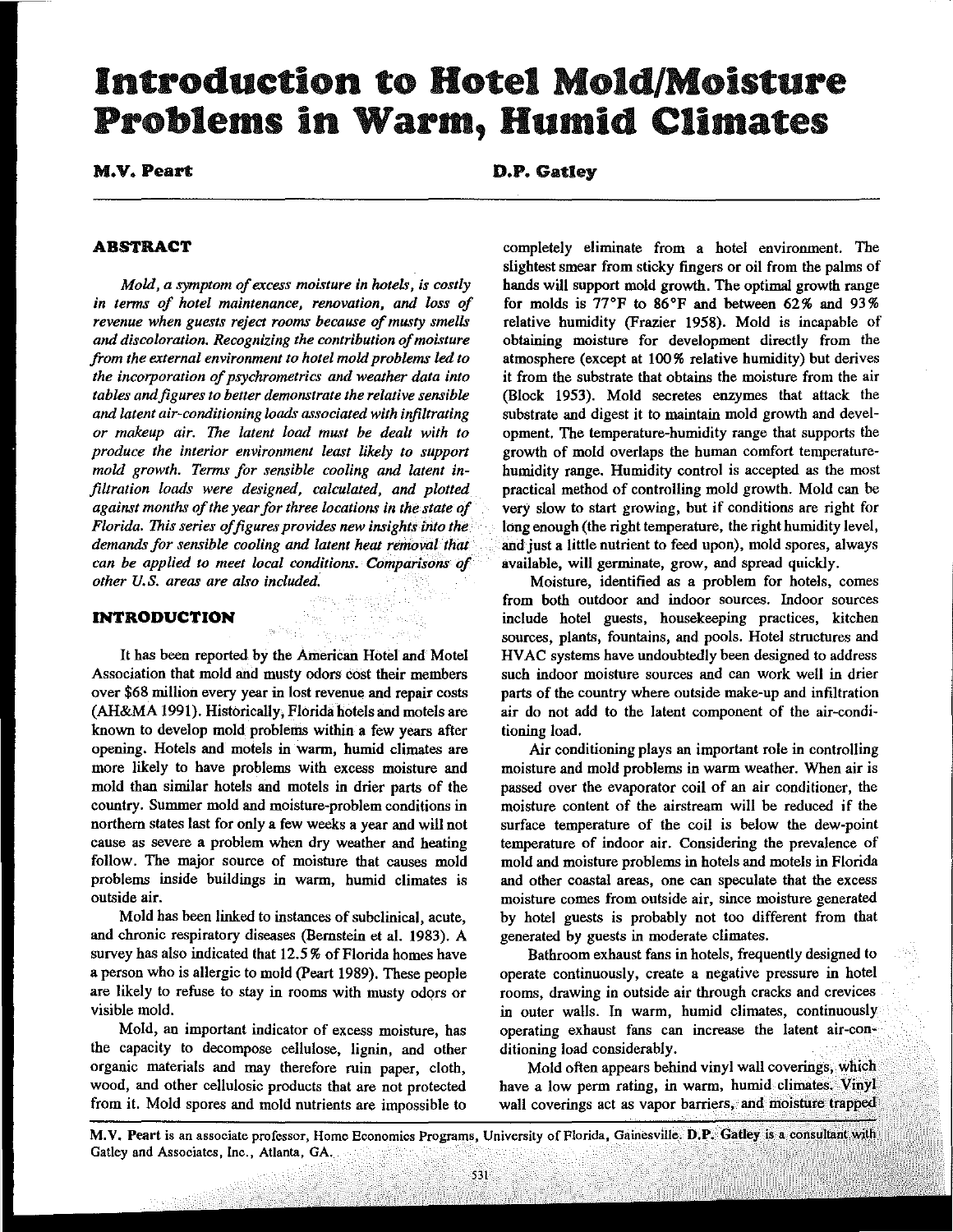# Introduction to Hotel Mold/Moisture Problems in Warm, Humid Climates

**M.V. Peart** **D.P. Gatley**

## ABSTRACT

*Mold, a symptom of excess moisture in hotels, is costly in terms of hotel maintenance, renovation, and loss of revenue when guests reject rooms because of musty smells and discoloration. Recognizing the contribution of moisture from the external environment to hotel mold problems led to the incorporation of psychrometrics and weather data into tables and figures to better demonstrate the relative sensible and latent air-conditioning loads associated with infiltrating or makeup air. The latent load must be dealt with to produce the interior environment least likely to support mold growth. Terms for sensible cooling and latent infiltration loads were designed, calculated, and plotted against months of the year for three locations in the state of Florida. This series of figures provides new insights into the demands for sensible cooling and latent heat removal that can be applied to meet local conditions. Comparisons of other U.S. areas are also included.*

## INTRODUCTION

It has been reported by the American Hotel and Motel Association that mold and musty odors cost their members over $68 million every year in lost revenue and repair costs (AH&MA 1991). Historically, Florida hotels and motels are known to develop mold problems within a few years after opening. Hotels and motels in warm, humid climates are more likely to have problems with excess moisture and mold than similar hotels and motels in drier parts of the country. Summer mold and moisture-problem conditions in northern states last for only a few weeks a year and will not cause as severe a problem when dry weather and heating follow. The major source of moisture that causes mold problems inside buildings in warm, humid climates is outside air.

Mold has been linked to instances of subclinical, acute, and chronic respiratory diseases (Bernstein et al. 1983). A survey has also indicated that 12.5% of Florida homes have a person who is allergic to mold (Peart 1989). These people are likely to refuse to stay in rooms with musty odors or visible mold.

Mold, an important indicator of excess moisture, has the capacity to decompose cellulose, lignin, and other organic materials and may therefore ruin paper, cloth, wood, and other cellulosic products that are not protected from it. Mold spores and mold nutrients are impossible to completely eliminate from a hotel environment. The slightest smear from sticky fingers or oil from the palms of hands will support mold growth. The optimal growth range for molds is 77°F to 86°F and between 62% and 93% relative humidity (Frazier 1958). Mold is incapable of obtaining moisture for development directly from the atmosphere (except at 100% relative humidity) but derives it from the substrate that obtains the moisture from the air (Block 1953). Mold secretes enzymes that attack the substrate and digest it to maintain mold growth and development. The temperature-humidity range that supports the growth of mold overlaps the human comfort temperature-humidity range. Humidity control is accepted as the most practical method of controlling mold growth. Mold can be very slow to start growing, but if conditions are right for long enough (the right temperature, the right humidity level, and just a little nutrient to feed upon), mold spores, always available, will germinate, grow, and spread quickly.

Moisture, identified as a problem for hotels, comes from both outdoor and indoor sources. Indoor sources include hotel guests, housekeeping practices, kitchen sources, plants, fountains, and pools. Hotel structures and HVAC systems have undoubtedly been designed to address such indoor moisture sources and can work well in drier parts of the country where outside make-up and infiltration air do not add to the latent component of the air-conditioning load.

Air conditioning plays an important role in controlling moisture and mold problems in warm weather. When air is passed over the evaporator coil of an air conditioner, the moisture content of the airstream will be reduced if the surface temperature of the coil is below the dew-point temperature of indoor air. Considering the prevalence of mold and moisture problems in hotels and motels in Florida and other coastal areas, one can speculate that the excess moisture comes from outside air, since moisture generated by hotel guests is probably not too different from that generated by guests in moderate climates.

Bathroom exhaust fans in hotels, frequently designed to operate continuously, create a negative pressure in hotel rooms, drawing in outside air through cracks and crevices in outer walls. In warm, humid climates, continuously operating exhaust fans can increase the latent air-conditioning load considerably.

Mold often appears behind vinyl wall coverings, which have a low perm rating, in warm, humid climates. Vinyl wall coverings act as vapor barriers, and moisture trapped

**M.V. Peart** is an associate professor, Home Economics Programs, University of Florida, Gainesville. **D.P. Gatley** is a consultant with Gatley and Associates, Inc., Atlanta, GA.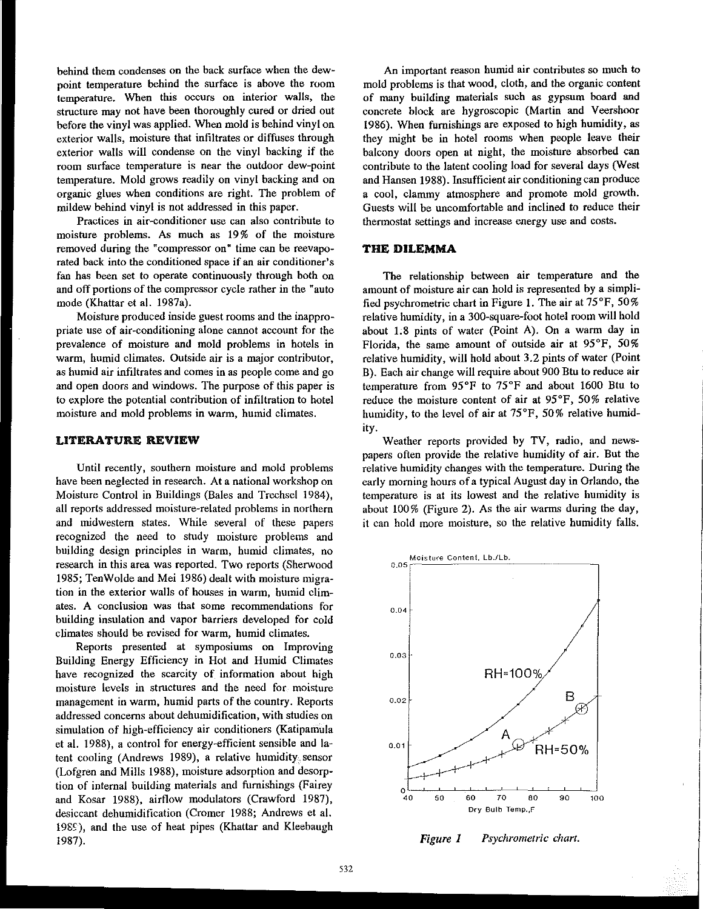behind them condenses on the back surface when the dew-point temperature behind the surface is above the room temperature. When this occurs on interior walls, the structure may not have been thoroughly cured or dried out before the vinyl was applied. When mold is behind vinyl on exterior walls, moisture that infiltrates or diffuses through exterior walls will condense on the vinyl backing if the room surface temperature is near the outdoor dew-point temperature. Mold grows readily on vinyl backing and on organic glues when conditions are right. The problem of mildew behind vinyl is not addressed in this paper.

Practices in air-conditioner use can also contribute to moisture problems. As much as 19% of the moisture removed during the "compressor on" time can be reevaporated back into the conditioned space if an air conditioner's fan has been set to operate continuously through both on and off portions of the compressor cycle rather in the "auto mode (Khattar et al. 1987a).

Moisture produced inside guest rooms and the inappropriate use of air-conditioning alone cannot account for the prevalence of moisture and mold problems in hotels in warm, humid climates. Outside air is a major contributor, as humid air infiltrates and comes in as people come and go and open doors and windows. The purpose of this paper is to explore the potential contribution of infiltration to hotel moisture and mold problems in warm, humid climates.

## LITERATURE REVIEW

Until recently, southern moisture and mold problems have been neglected in research. At a national workshop on Moisture Control in Buildings (Bales and Trechsel 1984), all reports addressed moisture-related problems in northern and midwestern states. While several of these papers recognized the need to study moisture problems and building design principles in warm, humid climates, no research in this area was reported. Two reports (Sherwood 1985; TenWolde and Mei 1986) dealt with moisture migration in the exterior walls of houses in warm, humid climates. A conclusion was that some recommendations for building insulation and vapor barriers developed for cold climates should be revised for warm, humid climates.

Reports presented at symposiums on Improving Building Energy Efficiency in Hot and Humid Climates have recognized the scarcity of information about high moisture levels in structures and the need for moisture management in warm, humid parts of the country. Reports addressed concerns about dehumidification, with studies on simulation of high-efficiency air conditioners (Katipamula et al. 1988), a control for energy-efficient sensible and latent cooling (Andrews 1989), a relative humidity sensor (Lofgren and Mills 1988), moisture adsorption and desorption of internal building materials and furnishings (Fairey and Kosar 1988), airflow modulators (Crawford 1987), desiccant dehumidification (Cromer 1988; Andrews et al. 1989), and the use of heat pipes (Khattar and Kleebaugh 1987).

An important reason humid air contributes so much to mold problems is that wood, cloth, and the organic content of many building materials such as gypsum board and concrete block are hygroscopic (Martin and Veershoor 1986). When furnishings are exposed to high humidity, as they might be in hotel rooms when people leave their balcony doors open at night, the moisture absorbed can contribute to the latent cooling load for several days (West and Hansen 1988). Insufficient air conditioning can produce a cool, clammy atmosphere and promote mold growth. Guests will be uncomfortable and inclined to reduce their thermostat settings and increase energy use and costs.

## THE DILEMMA

The relationship between air temperature and the amount of moisture air can hold is represented by a simplified psychrometric chart in Figure 1. The air at 75°F, 50% relative humidity, in a 300-square-foot hotel room will hold about 1.8 pints of water (Point A). On a warm day in Florida, the same amount of outside air at 95°F, 50% relative humidity, will hold about 3.2 pints of water (Point B). Each air change will require about 900 Btu to reduce air temperature from 95°F to 75°F and about 1600 Btu to reduce the moisture content of air at 95°F, 50% relative humidity, to the level of air at 75°F, 50% relative humidity.

Weather reports provided by TV, radio, and newspapers often provide the relative humidity of air. But the relative humidity changes with the temperature. During the early morning hours of a typical August day in Orlando, the temperature is at its lowest and the relative humidity is about 100% (Figure 2). As the air warms during the day, it can hold more moisture, so the relative humidity falls.

*Figure 1 Psychrometric chart.*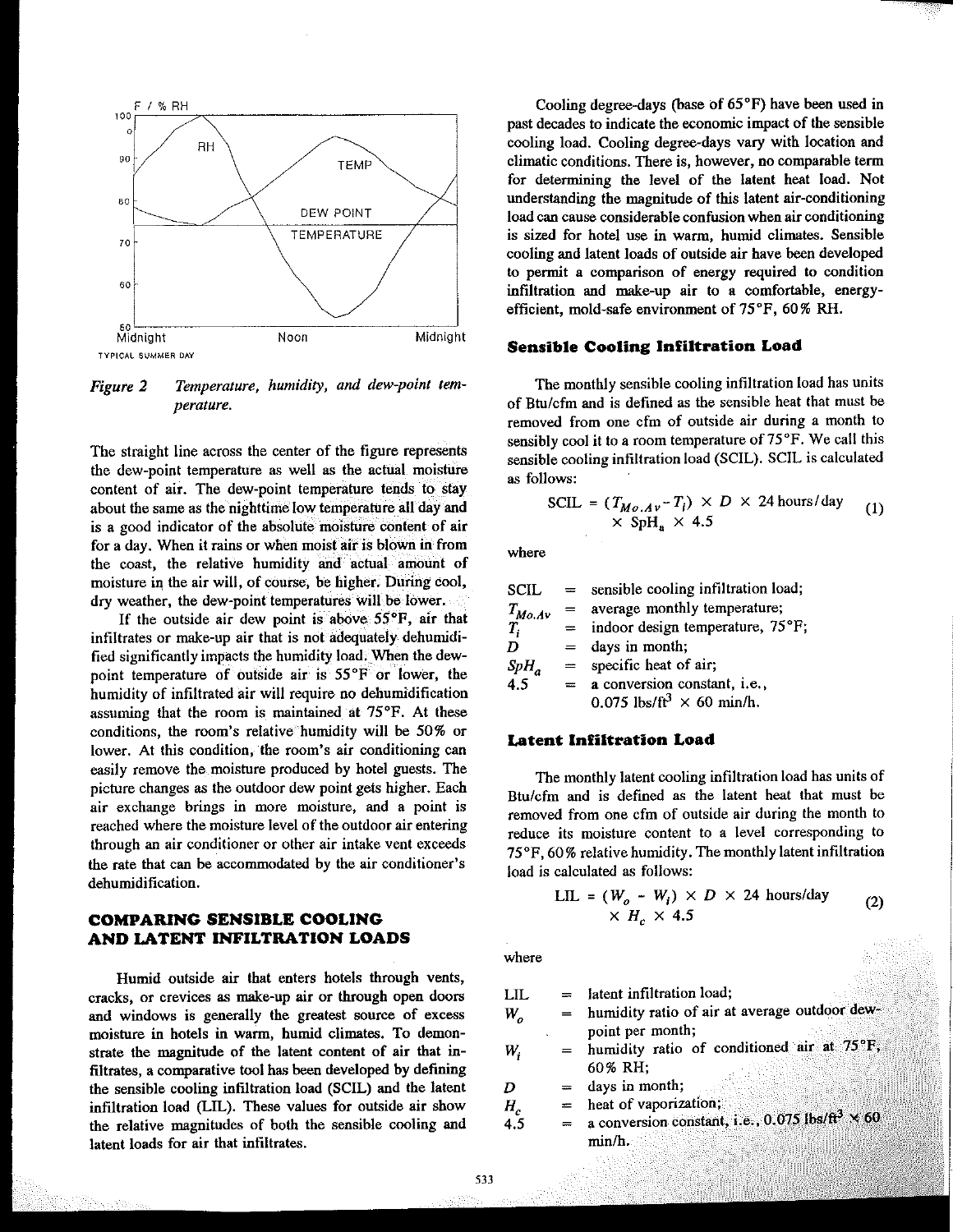Figure 2 Temperature, humidity, and dew-point temperature.

The straight line across the center of the figure represents the dew-point temperature as well as the actual moisture content of air. The dew-point temperature tends to stay about the same as the nighttime low temperature all day and is a good indicator of the absolute moisture content of air for a day. When it rains or when moist air is blown in from the coast, the relative humidity and actual amount of moisture in the air will, of course, be higher. During cool, dry weather, the dew-point temperatures will be lower.

If the outside air dew point is above 55°F, air that infiltrates or make-up air that is not adequately dehumidified significantly impacts the humidity load. When the dew-point temperature of outside air is 55°F or lower, the humidity of infiltrated air will require no dehumidification assuming that the room is maintained at 75°F. At these conditions, the room's relative humidity will be 50% or lower. At this condition, the room's air conditioning can easily remove the moisture produced by hotel guests. The picture changes as the outdoor dew point gets higher. Each air exchange brings in more moisture, and a point is reached where the moisture level of the outdoor air entering through an air conditioner or other air intake vent exceeds the rate that can be accommodated by the air conditioner's dehumidification.

## COMPARING SENSIBLE COOLING AND LATENT INFILTRATION LOADS

Humid outside air that enters hotels through vents, cracks, or crevices as make-up air or through open doors and windows is generally the greatest source of excess moisture in hotels in warm, humid climates. To demonstrate the magnitude of the latent content of air that infiltrates, a comparative tool has been developed by defining the sensible cooling infiltration load (SCIL) and the latent infiltration load (LIL). These values for outside air show the relative magnitudes of both the sensible cooling and latent loads for air that infiltrates.

Cooling degree-days (base of 65°F) have been used in past decades to indicate the economic impact of the sensible cooling load. Cooling degree-days vary with location and climatic conditions. There is, however, no comparable term for determining the level of the latent heat load. Not understanding the magnitude of this latent air-conditioning load can cause considerable confusion when air conditioning is sized for hotel use in warm, humid climates. Sensible cooling and latent loads of outside air have been developed to permit a comparison of energy required to condition infiltration and make-up air to a comfortable, energy-efficient, mold-safe environment of 75°F, 60% RH.

### Sensible Cooling Infiltration Load

The monthly sensible cooling infiltration load has units of Btu/cfm and is defined as the sensible heat that must be removed from one cfm of outside air during a month to sensibly cool it to a room temperature of 75°F. We call this sensible cooling infiltration load (SCIL). SCIL is calculated as follows:

$$\text{SCIL} = (T_{Mo.Av} - T_i) \times D \times 24 \text{ hours/day} \times \text{SpH}_a \times 4.5 \quad (1)$$

where

- SCIL = sensible cooling infiltration load;
- $T_{Mo.Av}$ = average monthly temperature;
- $T_i$ = indoor design temperature, 75°F;
- $D$ = days in month;
- $SpH_a$ = specific heat of air;
- 4.5 = a conversion constant, i.e., 0.075 lbs/ft$^3$ × 60 min/h.

### Latent Infiltration Load

The monthly latent cooling infiltration load has units of Btu/cfm and is defined as the latent heat that must be removed from one cfm of outside air during the month to reduce its moisture content to a level corresponding to 75°F, 60% relative humidity. The monthly latent infiltration load is calculated as follows:

$$\text{LIL} = (W_o - W_i) \times D \times 24 \text{ hours/day} \times H_c \times 4.5 \quad (2)$$

where

- LIL = latent infiltration load;
- $W_o$ = humidity ratio of air at average outdoor dew-point per month;
- $W_i$ = humidity ratio of conditioned air at 75°F, 60% RH;
- $D$ = days in month;
- $H_c$ = heat of vaporization;
- 4.5 = a conversion constant, i.e., 0.075 lbs/ft$^3$ × 60 min/h.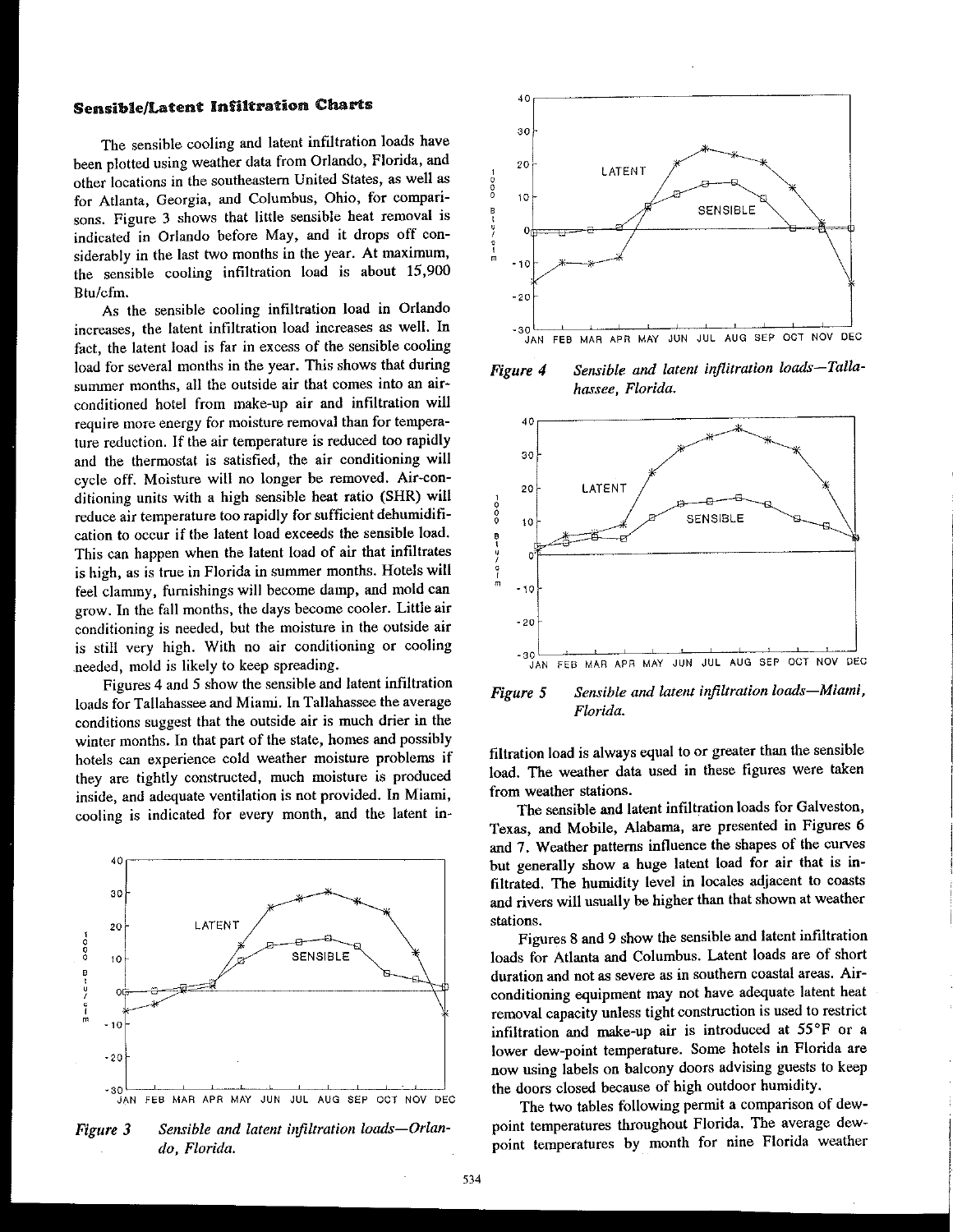### Sensible/Latent Infiltration Charts

The sensible cooling and latent infiltration loads have been plotted using weather data from Orlando, Florida, and other locations in the southeastern United States, as well as for Atlanta, Georgia, and Columbus, Ohio, for comparisons. Figure 3 shows that little sensible heat removal is indicated in Orlando before May, and it drops off considerably in the last two months in the year. At maximum, the sensible cooling infiltration load is about 15,900 Btu/cfm.

As the sensible cooling infiltration load in Orlando increases, the latent infiltration load increases as well. In fact, the latent load is far in excess of the sensible cooling load for several months in the year. This shows that during summer months, all the outside air that comes into an air-conditioned hotel from make-up air and infiltration will require more energy for moisture removal than for temperature reduction. If the air temperature is reduced too rapidly and the thermostat is satisfied, the air conditioning will cycle off. Moisture will no longer be removed. Air-conditioning units with a high sensible heat ratio (SHR) will reduce air temperature too rapidly for sufficient dehumidification to occur if the latent load exceeds the sensible load. This can happen when the latent load of air that infiltrates is high, as is true in Florida in summer months. Hotels will feel clammy, furnishings will become damp, and mold can grow. In the fall months, the days become cooler. Little air conditioning is needed, but the moisture in the outside air is still very high. With no air conditioning or cooling needed, mold is likely to keep spreading.

Figures 4 and 5 show the sensible and latent infiltration loads for Tallahassee and Miami. In Tallahassee the average conditions suggest that the outside air is much drier in the winter months. In that part of the state, homes and possibly hotels can experience cold weather moisture problems if they are tightly constructed, much moisture is produced inside, and adequate ventilation is not provided. In Miami, cooling is indicated for every month, and the latent infiltration load is always equal to or greater than the sensible load. The weather data used in these figures were taken from weather stations.

*Figure 3* *Sensible and latent infiltration loads—Orlando, Florida.*

*Figure 4* *Sensible and latent infiltration loads—Tallahassee, Florida.*

*Figure 5* *Sensible and latent infiltration loads—Miami, Florida.*

The sensible and latent infiltration loads for Galveston, Texas, and Mobile, Alabama, are presented in Figures 6 and 7. Weather patterns influence the shapes of the curves but generally show a huge latent load for air that is infiltrated. The humidity level in locales adjacent to coasts and rivers will usually be higher than that shown at weather stations.

Figures 8 and 9 show the sensible and latent infiltration loads for Atlanta and Columbus. Latent loads are of short duration and not as severe as in southern coastal areas. Air-conditioning equipment may not have adequate latent heat removal capacity unless tight construction is used to restrict infiltration and make-up air is introduced at 55°F or a lower dew-point temperature. Some hotels in Florida are now using labels on balcony doors advising guests to keep the doors closed because of high outdoor humidity.

The two tables following permit a comparison of dew-point temperatures throughout Florida. The average dew-point temperatures by month for nine Florida weather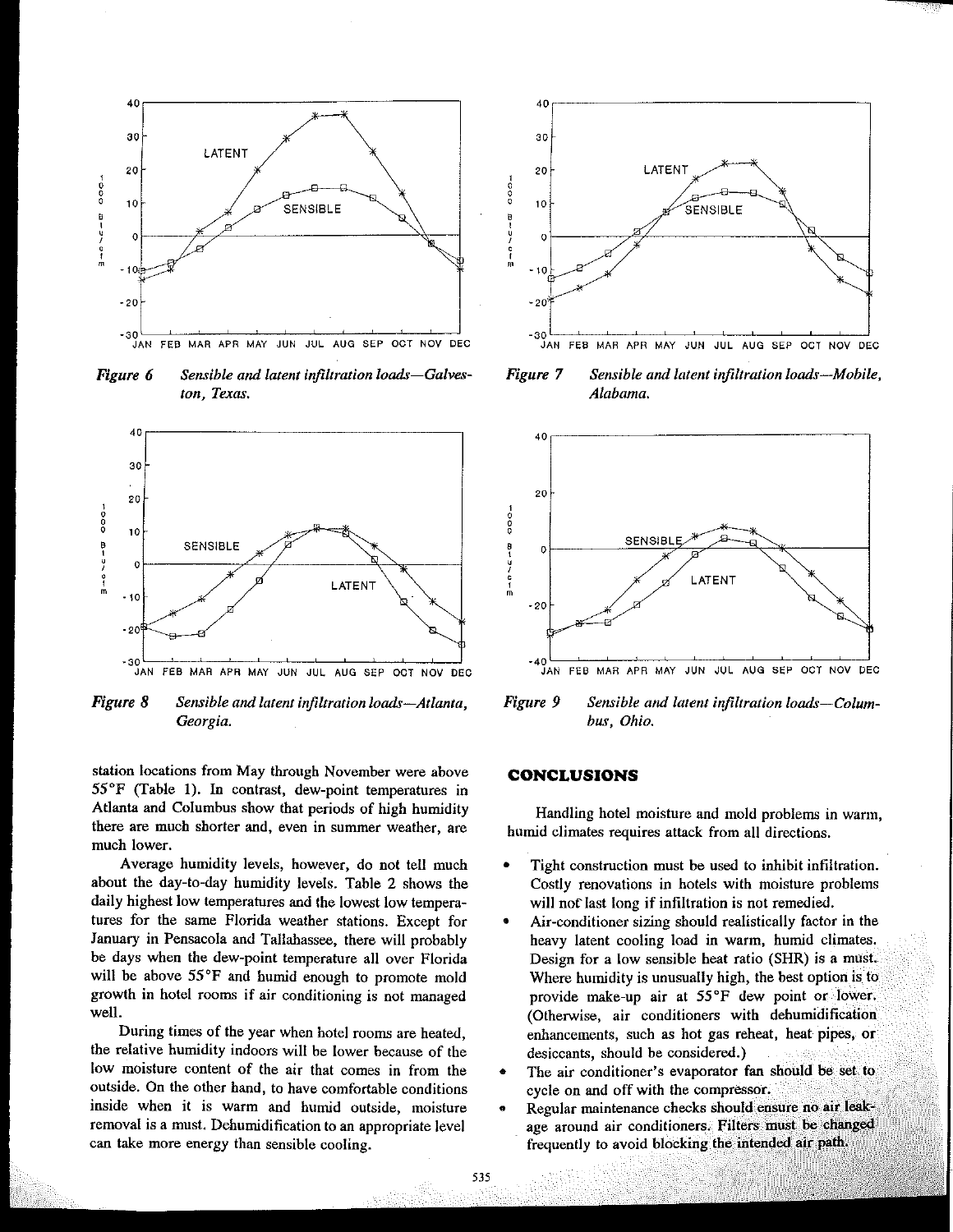*Figure 6 Sensible and latent infiltration loads—Galveston, Texas.*

*Figure 7 Sensible and latent infiltration loads—Mobile, Alabama.*

*Figure 8 Sensible and latent infiltration loads—Atlanta, Georgia.*

*Figure 9 Sensible and latent infiltration loads—Columbus, Ohio.*

station locations from May through November were above 55°F (Table 1). In contrast, dew-point temperatures in Atlanta and Columbus show that periods of high humidity there are much shorter and, even in summer weather, are much lower.

Average humidity levels, however, do not tell much about the day-to-day humidity levels. Table 2 shows the daily highest low temperatures and the lowest low temperatures for the same Florida weather stations. Except for January in Pensacola and Tallahassee, there will probably be days when the dew-point temperature all over Florida will be above 55°F and humid enough to promote mold growth in hotel rooms if air conditioning is not managed well.

During times of the year when hotel rooms are heated, the relative humidity indoors will be lower because of the low moisture content of the air that comes in from the outside. On the other hand, to have comfortable conditions inside when it is warm and humid outside, moisture removal is a must. Dehumidification to an appropriate level can take more energy than sensible cooling.

## CONCLUSIONS

Handling hotel moisture and mold problems in warm, humid climates requires attack from all directions.

- Tight construction must be used to inhibit infiltration. Costly renovations in hotels with moisture problems will not last long if infiltration is not remedied.
- Air-conditioner sizing should realistically factor in the heavy latent cooling load in warm, humid climates. Design for a low sensible heat ratio (SHR) is a must. Where humidity is unusually high, the best option is to provide make-up air at 55°F dew point or lower. (Otherwise, air conditioners with dehumidification enhancements, such as hot gas reheat, heat pipes, or desiccants, should be considered.)
- The air conditioner's evaporator fan should be set to cycle on and off with the compressor.
- Regular maintenance checks should ensure no air leakage around air conditioners. Filters must be changed frequently to avoid blocking the intended air path.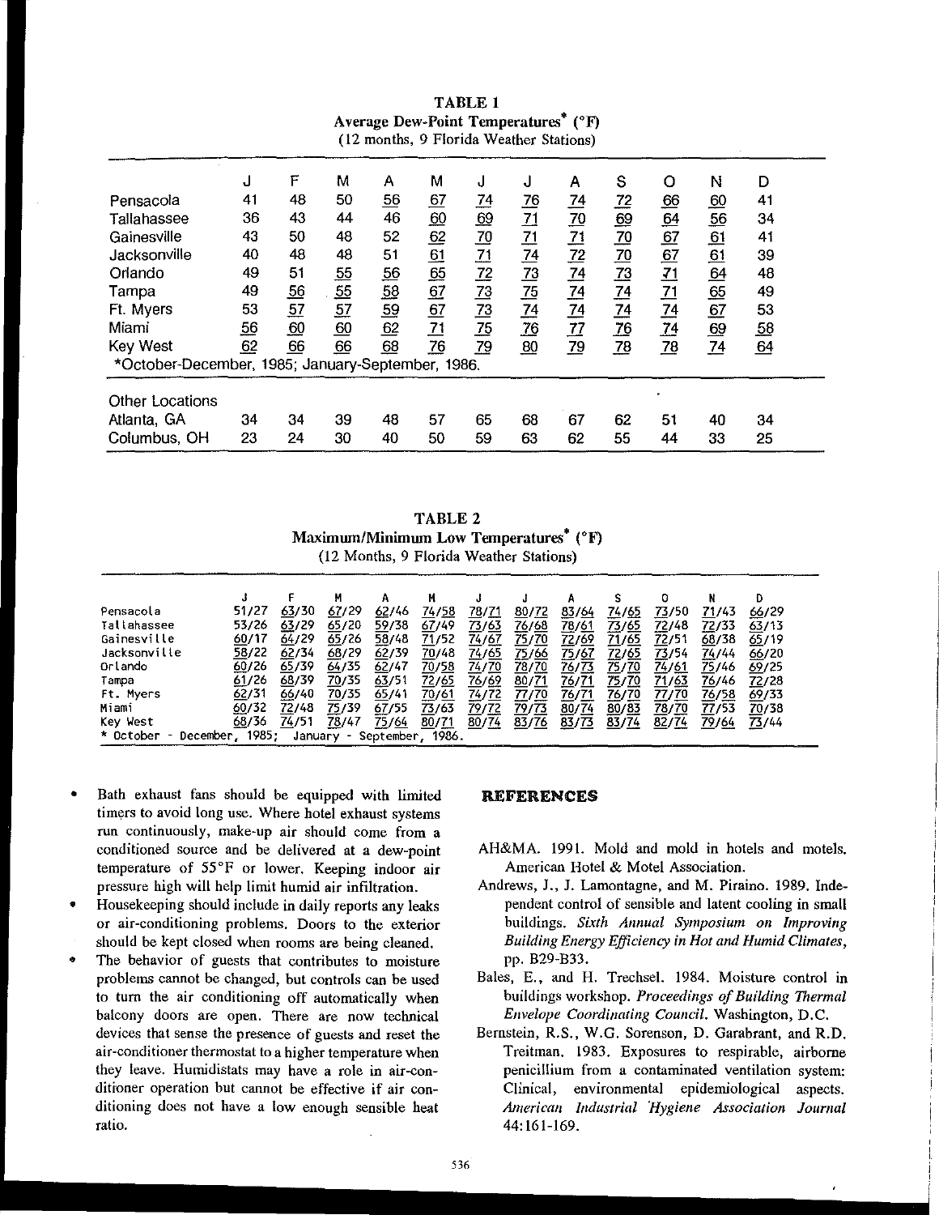**TABLE 1**
**Average Dew-Point Temperatures* (°F)**
(12 months, 9 Florida Weather Stations)

| | J | F | M | A | M | J | J | A | S | O | N | D |
|---|---|---|---|---|---|---|---|---|---|---|---|---|
| Pensacola | 41 | 48 | 50 | 56 | 67 | 74 | 76 | 74 | 72 | 66 | 60 | 41 |
| Tallahassee | 36 | 43 | 44 | 46 | 60 | 69 | 71 | 70 | 69 | 64 | 56 | 34 |
| Gainesville | 43 | 50 | 48 | 52 | 62 | 70 | 71 | 71 | 70 | 67 | 61 | 41 |
| Jacksonville | 40 | 48 | 48 | 51 | 61 | 71 | 74 | 72 | 70 | 67 | 61 | 39 |
| Orlando | 49 | 51 | 55 | 56 | 65 | 72 | 73 | 74 | 73 | 71 | 64 | 48 |
| Tampa | 49 | 56 | 55 | 58 | 67 | 73 | 75 | 74 | 74 | 71 | 65 | 49 |
| Ft. Myers | 53 | 57 | 57 | 59 | 67 | 73 | 74 | 74 | 74 | 74 | 67 | 53 |
| Miami | 56 | 60 | 60 | 62 | 71 | 75 | 76 | 77 | 76 | 74 | 69 | 58 |
| Key West | 62 | 66 | 66 | 68 | 76 | 79 | 80 | 79 | 78 | 78 | 74 | 64 |
| *October-December, 1985; January-September, 1986. | | | | | | | | | | | | |
| **Other Locations** | | | | | | | | | | | | |
| Atlanta, GA | 34 | 34 | 39 | 48 | 57 | 65 | 68 | 67 | 62 | 51 | 40 | 34 |
| Columbus, OH | 23 | 24 | 30 | 40 | 50 | 59 | 63 | 62 | 55 | 44 | 33 | 25 |

**TABLE 2**
**Maximum/Minimum Low Temperatures* (°F)**
(12 Months, 9 Florida Weather Stations)

| | J | F | M | A | M | J | J | A | S | O | N | D |
|---|---|---|---|---|---|---|---|---|---|---|---|---|
| Pensacola | 51/27 | 63/30 | 67/29 | 62/46 | 74/58 | 78/71 | 80/72 | 83/64 | 74/65 | 73/50 | 71/43 | 66/29 |
| Tallahassee | 53/26 | 63/29 | 65/20 | 59/38 | 67/49 | 73/63 | 76/68 | 78/61 | 73/65 | 72/48 | 72/33 | 63/13 |
| Gainesville | 60/17 | 64/29 | 65/26 | 58/48 | 71/52 | 74/67 | 75/70 | 72/69 | 71/65 | 72/51 | 68/38 | 65/19 |
| Jacksonville | 58/22 | 62/34 | 68/29 | 62/39 | 70/48 | 74/65 | 75/66 | 75/67 | 72/65 | 73/54 | 74/44 | 66/20 |
| Orlando | 60/26 | 65/39 | 64/35 | 62/47 | 70/58 | 74/70 | 78/70 | 76/73 | 75/70 | 74/61 | 75/46 | 69/25 |
| Tampa | 61/26 | 68/39 | 70/35 | 63/51 | 72/65 | 76/69 | 80/71 | 76/71 | 75/70 | 71/63 | 76/46 | 72/28 |
| Ft. Myers | 62/31 | 66/40 | 70/35 | 65/41 | 70/61 | 74/72 | 77/70 | 76/71 | 76/70 | 77/70 | 76/58 | 69/33 |
| Miami | 60/32 | 72/48 | 75/39 | 67/55 | 73/63 | 79/72 | 79/73 | 80/74 | 80/83 | 78/70 | 77/53 | 70/38 |
| Key West | 68/36 | 74/51 | 78/47 | 75/64 | 80/71 | 80/74 | 83/76 | 83/73 | 83/74 | 82/74 | 79/64 | 73/44 |
| * October - December, 1985; January - September, 1986. | | | | | | | | | | | | |

- Bath exhaust fans should be equipped with limited timers to avoid long use. Where hotel exhaust systems run continuously, make-up air should come from a conditioned source and be delivered at a dew-point temperature of 55°F or lower. Keeping indoor air pressure high will help limit humid air infiltration.
- Housekeeping should include in daily reports any leaks or air-conditioning problems. Doors to the exterior should be kept closed when rooms are being cleaned.
- The behavior of guests that contributes to moisture problems cannot be changed, but controls can be used to turn the air conditioning off automatically when balcony doors are open. There are now technical devices that sense the presence of guests and reset the air-conditioner thermostat to a higher temperature when they leave. Humidistats may have a role in air-conditioner operation but cannot be effective if air conditioning does not have a low enough sensible heat ratio.

## REFERENCES

AH&MA. 1991. Mold and mold in hotels and motels. American Hotel & Motel Association.

Andrews, J., J. Lamontagne, and M. Piraino. 1989. Independent control of sensible and latent cooling in small buildings. *Sixth Annual Symposium on Improving Building Energy Efficiency in Hot and Humid Climates*, pp. B29-B33.

Bales, E., and H. Trechsel. 1984. Moisture control in buildings workshop. *Proceedings of Building Thermal Envelope Coordinating Council*. Washington, D.C.

Bernstein, R.S., W.G. Sorenson, D. Garabrant, and R.D. Treitman. 1983. Exposures to respirable, airborne penicillium from a contaminated ventilation system: Clinical, environmental epidemiological aspects. *American Industrial Hygiene Association Journal* 44:161-169.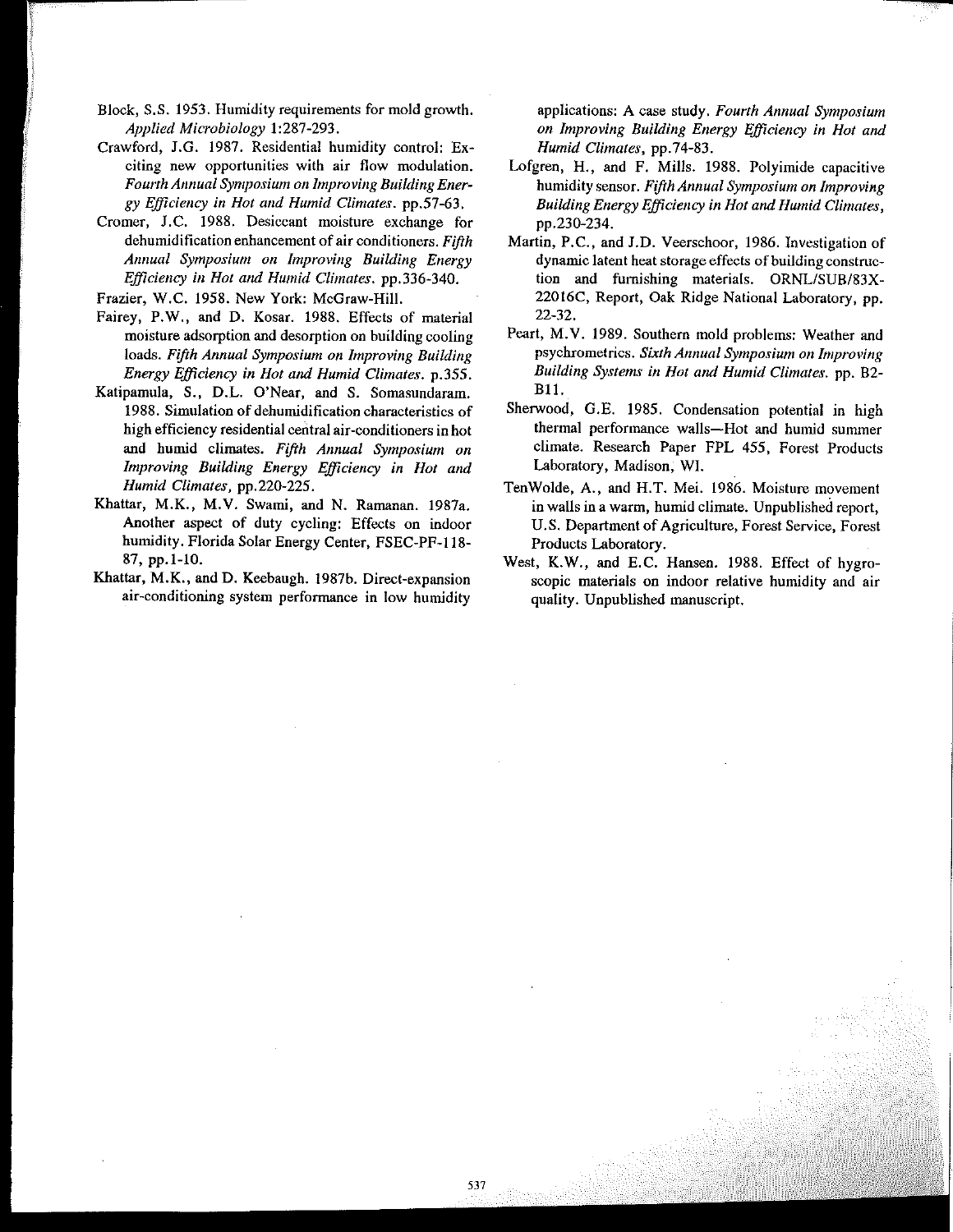Block, S.S. 1953. Humidity requirements for mold growth. *Applied Microbiology* 1:287-293.

Crawford, J.G. 1987. Residential humidity control: Exciting new opportunities with air flow modulation. *Fourth Annual Symposium on Improving Building Energy Efficiency in Hot and Humid Climates*. pp.57-63.

Cromer, J.C. 1988. Desiccant moisture exchange for dehumidification enhancement of air conditioners. *Fifth Annual Symposium on Improving Building Energy Efficiency in Hot and Humid Climates*. pp.336-340.

Frazier, W.C. 1958. New York: McGraw-Hill.

Fairey, P.W., and D. Kosar. 1988. Effects of material moisture adsorption and desorption on building cooling loads. *Fifth Annual Symposium on Improving Building Energy Efficiency in Hot and Humid Climates*. p.355.

Katipamula, S., D.L. O'Near, and S. Somasundaram. 1988. Simulation of dehumidification characteristics of high efficiency residential central air-conditioners in hot and humid climates. *Fifth Annual Symposium on Improving Building Energy Efficiency in Hot and Humid Climates*, pp.220-225.

Khattar, M.K., M.V. Swami, and N. Ramanan. 1987a. Another aspect of duty cycling: Effects on indoor humidity. Florida Solar Energy Center, FSEC-PF-118-87, pp.1-10.

Khattar, M.K., and D. Keebaugh. 1987b. Direct-expansion air-conditioning system performance in low humidity applications: A case study. *Fourth Annual Symposium on Improving Building Energy Efficiency in Hot and Humid Climates*, pp.74-83.

Lofgren, H., and F. Mills. 1988. Polyimide capacitive humidity sensor. *Fifth Annual Symposium on Improving Building Energy Efficiency in Hot and Humid Climates*, pp.230-234.

Martin, P.C., and J.D. Veerschoor, 1986. Investigation of dynamic latent heat storage effects of building construction and furnishing materials. ORNL/SUB/83X-22016C, Report, Oak Ridge National Laboratory, pp. 22-32.

Peart, M.V. 1989. Southern mold problems: Weather and psychrometrics. *Sixth Annual Symposium on Improving Building Systems in Hot and Humid Climates*. pp. B2-B11.

Sherwood, G.E. 1985. Condensation potential in high thermal performance walls—Hot and humid summer climate. Research Paper FPL 455, Forest Products Laboratory, Madison, WI.

TenWolde, A., and H.T. Mei. 1986. Moisture movement in walls in a warm, humid climate. Unpublished report, U.S. Department of Agriculture, Forest Service, Forest Products Laboratory.

West, K.W., and E.C. Hansen. 1988. Effect of hygroscopic materials on indoor relative humidity and air quality. Unpublished manuscript.